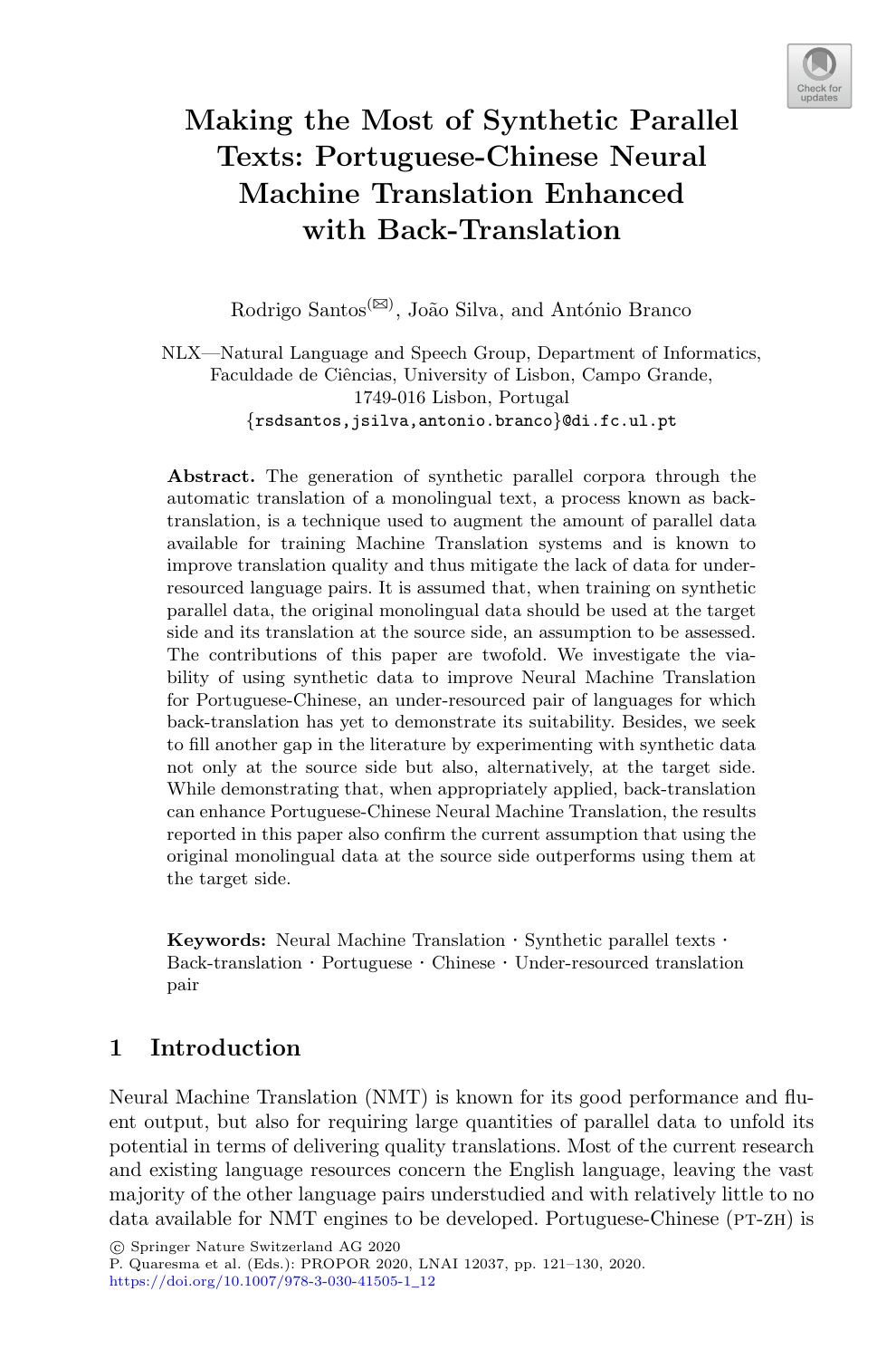# Making the Most of Synthetic Parallel Texts: Portuguese-Chinese Neural Machine Translation Enhanced with Back-Translation

Rodrigo Santos(✉), João Silva, and António Branco

NLX—Natural Language and Speech Group, Department of Informatics, Faculdade de Ciências, University of Lisbon, Campo Grande, 1749-016 Lisbon, Portugal
{rsdsantos,jsilva,antonio.branco}@di.fc.ul.pt

**Abstract.** The generation of synthetic parallel corpora through the automatic translation of a monolingual text, a process known as back-translation, is a technique used to augment the amount of parallel data available for training Machine Translation systems and is known to improve translation quality and thus mitigate the lack of data for under-resourced language pairs. It is assumed that, when training on synthetic parallel data, the original monolingual data should be used at the target side and its translation at the source side, an assumption to be assessed. The contributions of this paper are twofold. We investigate the viability of using synthetic data to improve Neural Machine Translation for Portuguese-Chinese, an under-resourced pair of languages for which back-translation has yet to demonstrate its suitability. Besides, we seek to fill another gap in the literature by experimenting with synthetic data not only at the source side but also, alternatively, at the target side. While demonstrating that, when appropriately applied, back-translation can enhance Portuguese-Chinese Neural Machine Translation, the results reported in this paper also confirm the current assumption that using the original monolingual data at the source side outperforms using them at the target side.

**Keywords:** Neural Machine Translation · Synthetic parallel texts · Back-translation · Portuguese · Chinese · Under-resourced translation pair

## 1 Introduction

Neural Machine Translation (NMT) is known for its good performance and fluent output, but also for requiring large quantities of parallel data to unfold its potential in terms of delivering quality translations. Most of the current research and existing language resources concern the English language, leaving the vast majority of the other language pairs understudied and with relatively little to no data available for NMT engines to be developed. Portuguese-Chinese (PT-ZH) is

© Springer Nature Switzerland AG 2020
P. Quaresma et al. (Eds.): PROPOR 2020, LNAI 12037, pp. 121–130, 2020.
https://doi.org/10.1007/978-3-030-41505-1_12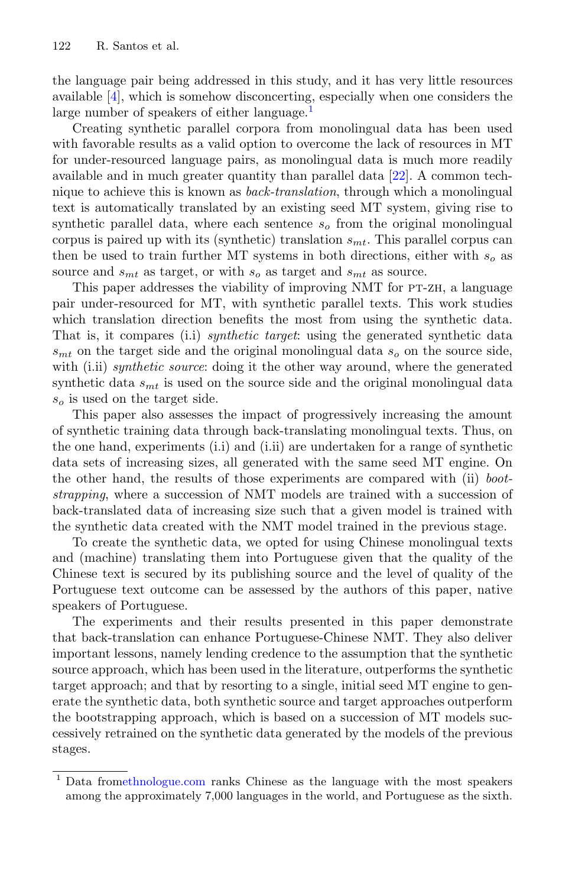the language pair being addressed in this study, and it has very little resources available [4], which is somehow disconcerting, especially when one considers the large number of speakers of either language.[1]

Creating synthetic parallel corpora from monolingual data has been used with favorable results as a valid option to overcome the lack of resources in MT for under-resourced language pairs, as monolingual data is much more readily available and in much greater quantity than parallel data [22]. A common technique to achieve this is known as *back-translation*, through which a monolingual text is automatically translated by an existing seed MT system, giving rise to synthetic parallel data, where each sentence $s_o$ from the original monolingual corpus is paired up with its (synthetic) translation $s_{mt}$. This parallel corpus can then be used to train further MT systems in both directions, either with $s_o$ as source and $s_{mt}$ as target, or with $s_o$ as target and $s_{mt}$ as source.

This paper addresses the viability of improving NMT for PT-ZH, a language pair under-resourced for MT, with synthetic parallel texts. This work studies which translation direction benefits the most from using the synthetic data. That is, it compares (i.i) *synthetic target*: using the generated synthetic data $s_{mt}$ on the target side and the original monolingual data $s_o$ on the source side, with (i.ii) *synthetic source*: doing it the other way around, where the generated synthetic data $s_{mt}$ is used on the source side and the original monolingual data $s_o$ is used on the target side.

This paper also assesses the impact of progressively increasing the amount of synthetic training data through back-translating monolingual texts. Thus, on the one hand, experiments (i.i) and (i.ii) are undertaken for a range of synthetic data sets of increasing sizes, all generated with the same seed MT engine. On the other hand, the results of those experiments are compared with (ii) *bootstrapping*, where a succession of NMT models are trained with a succession of back-translated data of increasing size such that a given model is trained with the synthetic data created with the NMT model trained in the previous stage.

To create the synthetic data, we opted for using Chinese monolingual texts and (machine) translating them into Portuguese given that the quality of the Chinese text is secured by its publishing source and the level of quality of the Portuguese text outcome can be assessed by the authors of this paper, native speakers of Portuguese.

The experiments and their results presented in this paper demonstrate that back-translation can enhance Portuguese-Chinese NMT. They also deliver important lessons, namely lending credence to the assumption that the synthetic source approach, which has been used in the literature, outperforms the synthetic target approach; and that by resorting to a single, initial seed MT engine to generate the synthetic data, both synthetic source and target approaches outperform the bootstrapping approach, which is based on a succession of MT models successively retrained on the synthetic data generated by the models of the previous stages.

[1] Data fromethnologue.com ranks Chinese as the language with the most speakers among the approximately 7,000 languages in the world, and Portuguese as the sixth.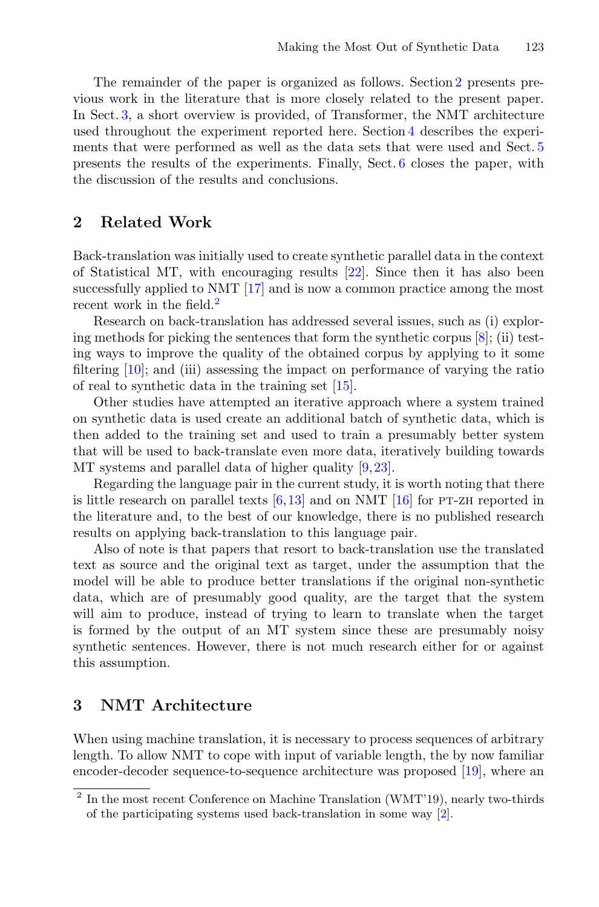The remainder of the paper is organized as follows. Section 2 presents previous work in the literature that is more closely related to the present paper. In Sect. 3, a short overview is provided, of Transformer, the NMT architecture used throughout the experiment reported here. Section 4 describes the experiments that were performed as well as the data sets that were used and Sect. 5 presents the results of the experiments. Finally, Sect. 6 closes the paper, with the discussion of the results and conclusions.

## 2 Related Work

Back-translation was initially used to create synthetic parallel data in the context of Statistical MT, with encouraging results [22]. Since then it has also been successfully applied to NMT [17] and is now a common practice among the most recent work in the field.[2]

Research on back-translation has addressed several issues, such as (i) exploring methods for picking the sentences that form the synthetic corpus [8]; (ii) testing ways to improve the quality of the obtained corpus by applying to it some filtering [10]; and (iii) assessing the impact on performance of varying the ratio of real to synthetic data in the training set [15].

Other studies have attempted an iterative approach where a system trained on synthetic data is used create an additional batch of synthetic data, which is then added to the training set and used to train a presumably better system that will be used to back-translate even more data, iteratively building towards MT systems and parallel data of higher quality [9,23].

Regarding the language pair in the current study, it is worth noting that there is little research on parallel texts [6,13] and on NMT [16] for PT-ZH reported in the literature and, to the best of our knowledge, there is no published research results on applying back-translation to this language pair.

Also of note is that papers that resort to back-translation use the translated text as source and the original text as target, under the assumption that the model will be able to produce better translations if the original non-synthetic data, which are of presumably good quality, are the target that the system will aim to produce, instead of trying to learn to translate when the target is formed by the output of an MT system since these are presumably noisy synthetic sentences. However, there is not much research either for or against this assumption.

## 3 NMT Architecture

When using machine translation, it is necessary to process sequences of arbitrary length. To allow NMT to cope with input of variable length, the by now familiar encoder-decoder sequence-to-sequence architecture was proposed [19], where an

[2] In the most recent Conference on Machine Translation (WMT'19), nearly two-thirds of the participating systems used back-translation in some way [2].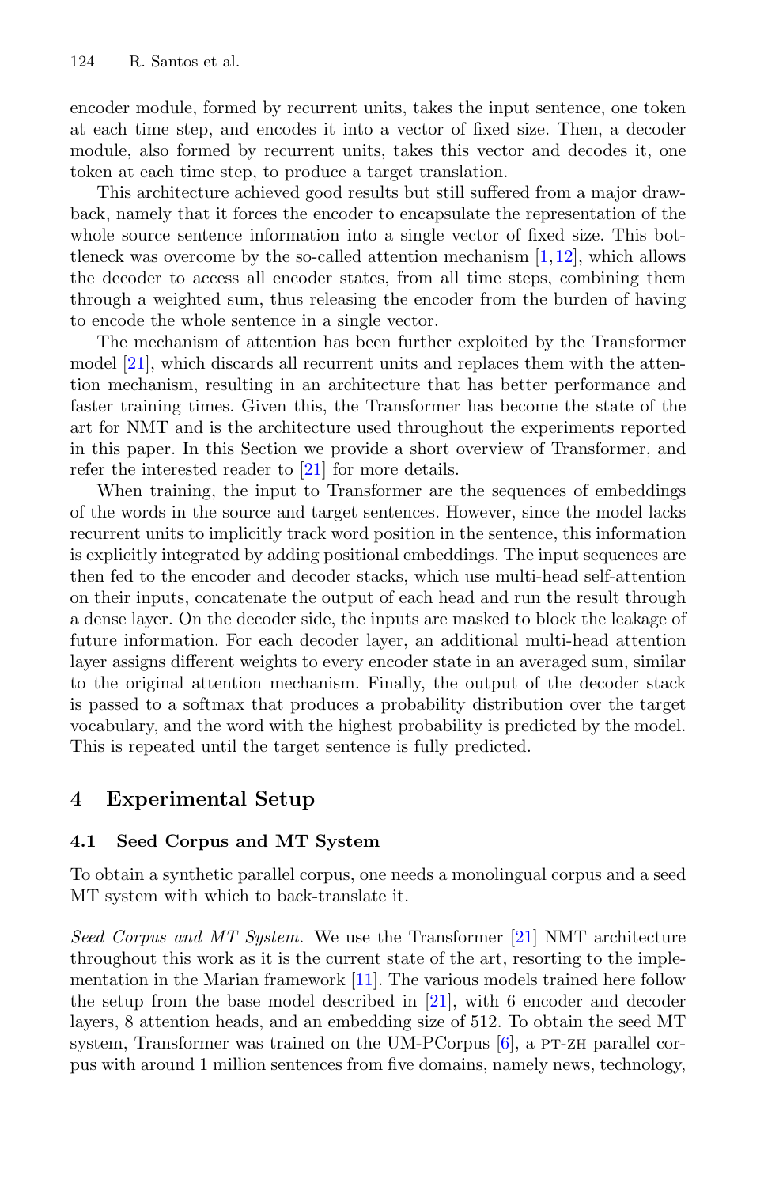encoder module, formed by recurrent units, takes the input sentence, one token at each time step, and encodes it into a vector of fixed size. Then, a decoder module, also formed by recurrent units, takes this vector and decodes it, one token at each time step, to produce a target translation.

This architecture achieved good results but still suffered from a major drawback, namely that it forces the encoder to encapsulate the representation of the whole source sentence information into a single vector of fixed size. This bottleneck was overcome by the so-called attention mechanism [1,12], which allows the decoder to access all encoder states, from all time steps, combining them through a weighted sum, thus releasing the encoder from the burden of having to encode the whole sentence in a single vector.

The mechanism of attention has been further exploited by the Transformer model [21], which discards all recurrent units and replaces them with the attention mechanism, resulting in an architecture that has better performance and faster training times. Given this, the Transformer has become the state of the art for NMT and is the architecture used throughout the experiments reported in this paper. In this Section we provide a short overview of Transformer, and refer the interested reader to [21] for more details.

When training, the input to Transformer are the sequences of embeddings of the words in the source and target sentences. However, since the model lacks recurrent units to implicitly track word position in the sentence, this information is explicitly integrated by adding positional embeddings. The input sequences are then fed to the encoder and decoder stacks, which use multi-head self-attention on their inputs, concatenate the output of each head and run the result through a dense layer. On the decoder side, the inputs are masked to block the leakage of future information. For each decoder layer, an additional multi-head attention layer assigns different weights to every encoder state in an averaged sum, similar to the original attention mechanism. Finally, the output of the decoder stack is passed to a softmax that produces a probability distribution over the target vocabulary, and the word with the highest probability is predicted by the model. This is repeated until the target sentence is fully predicted.

## 4 Experimental Setup

### 4.1 Seed Corpus and MT System

To obtain a synthetic parallel corpus, one needs a monolingual corpus and a seed MT system with which to back-translate it.

*Seed Corpus and MT System.* We use the Transformer [21] NMT architecture throughout this work as it is the current state of the art, resorting to the implementation in the Marian framework [11]. The various models trained here follow the setup from the base model described in [21], with 6 encoder and decoder layers, 8 attention heads, and an embedding size of 512. To obtain the seed MT system, Transformer was trained on the UM-PCorpus [6], a PT-ZH parallel corpus with around 1 million sentences from five domains, namely news, technology,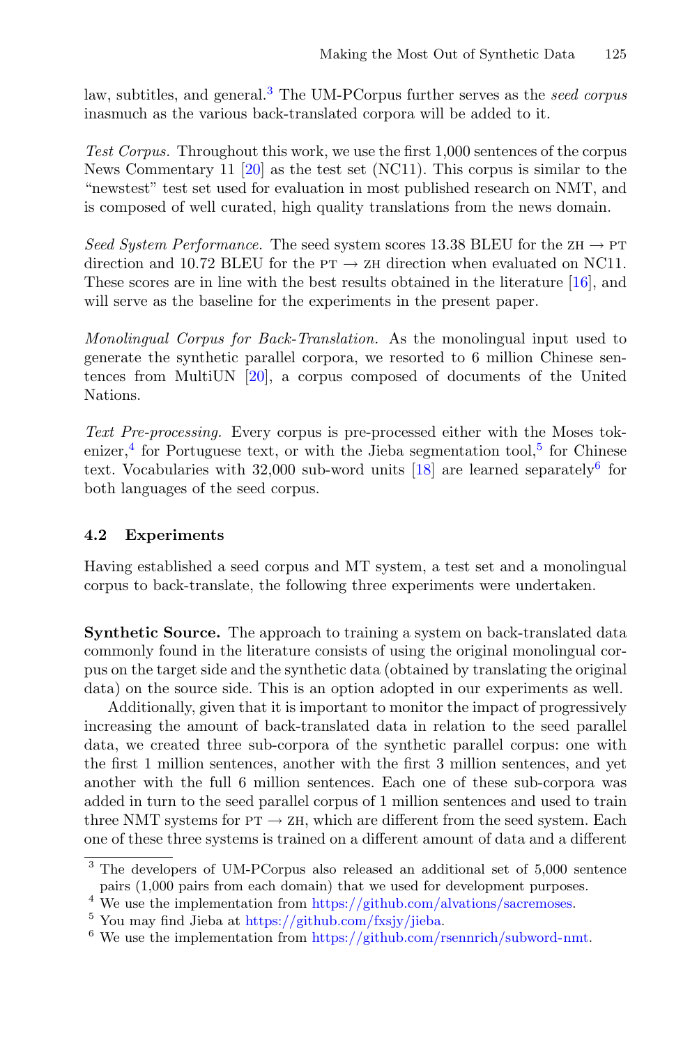law, subtitles, and general.[3] The UM-PCorpus further serves as the *seed corpus* inasmuch as the various back-translated corpora will be added to it.

*Test Corpus.* Throughout this work, we use the first 1,000 sentences of the corpus News Commentary 11 [20] as the test set (NC11). This corpus is similar to the "newstest" test set used for evaluation in most published research on NMT, and is composed of well curated, high quality translations from the news domain.

*Seed System Performance.* The seed system scores 13.38 BLEU for the ZH → PT direction and 10.72 BLEU for the PT → ZH direction when evaluated on NC11. These scores are in line with the best results obtained in the literature [16], and will serve as the baseline for the experiments in the present paper.

*Monolingual Corpus for Back-Translation.* As the monolingual input used to generate the synthetic parallel corpora, we resorted to 6 million Chinese sentences from MultiUN [20], a corpus composed of documents of the United Nations.

*Text Pre-processing.* Every corpus is pre-processed either with the Moses tokenizer,[4] for Portuguese text, or with the Jieba segmentation tool,[5] for Chinese text. Vocabularies with 32,000 sub-word units [18] are learned separately[6] for both languages of the seed corpus.

### 4.2 Experiments

Having established a seed corpus and MT system, a test set and a monolingual corpus to back-translate, the following three experiments were undertaken.

**Synthetic Source.** The approach to training a system on back-translated data commonly found in the literature consists of using the original monolingual corpus on the target side and the synthetic data (obtained by translating the original data) on the source side. This is an option adopted in our experiments as well.

Additionally, given that it is important to monitor the impact of progressively increasing the amount of back-translated data in relation to the seed parallel data, we created three sub-corpora of the synthetic parallel corpus: one with the first 1 million sentences, another with the first 3 million sentences, and yet another with the full 6 million sentences. Each one of these sub-corpora was added in turn to the seed parallel corpus of 1 million sentences and used to train three NMT systems for PT → ZH, which are different from the seed system. Each one of these three systems is trained on a different amount of data and a different

---

[3] The developers of UM-PCorpus also released an additional set of 5,000 sentence pairs (1,000 pairs from each domain) that we used for development purposes.

[4] We use the implementation from https://github.com/alvations/sacremoses.

[5] You may find Jieba at https://github.com/fxsjy/jieba.

[6] We use the implementation from https://github.com/rsennrich/subword-nmt.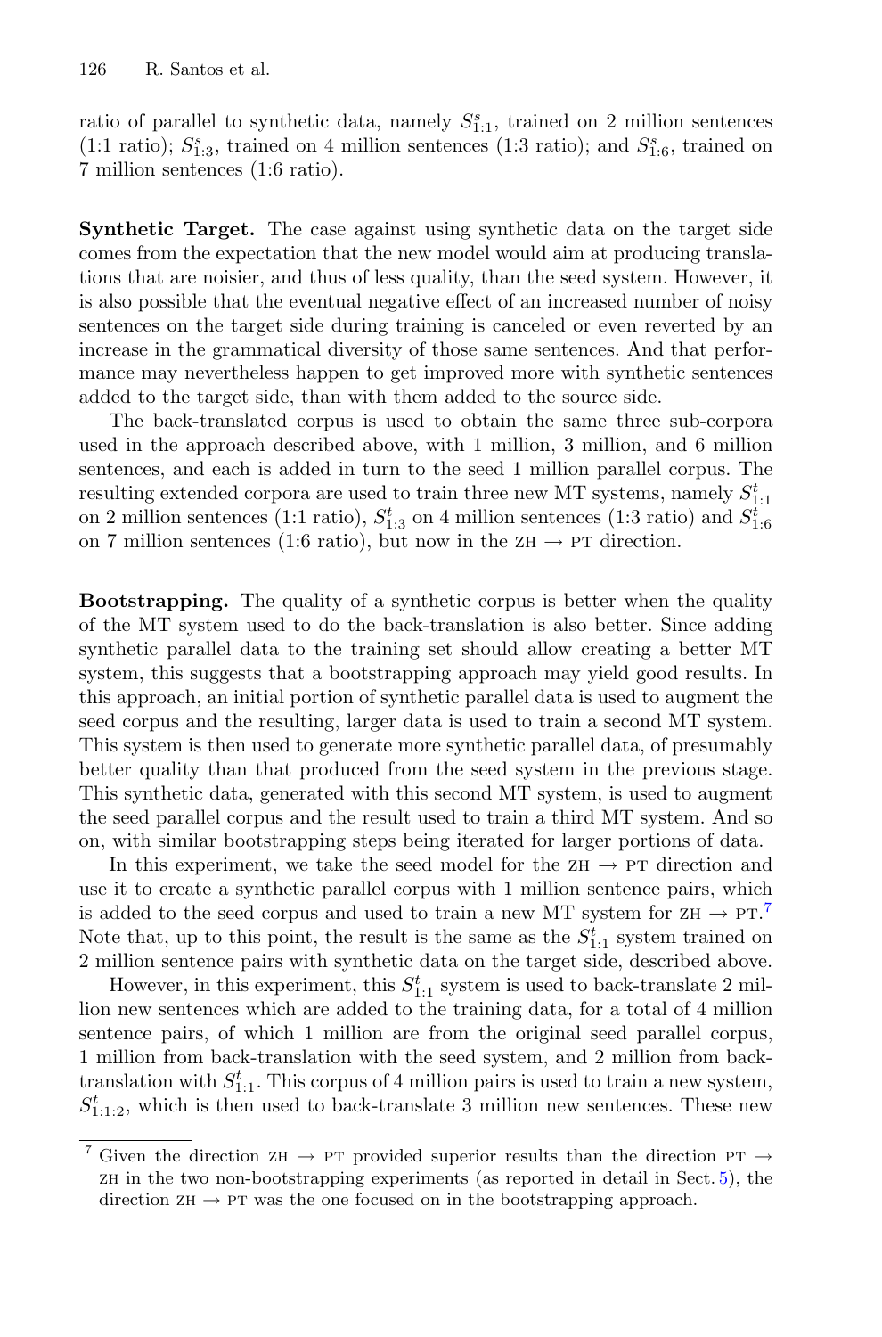ratio of parallel to synthetic data, namely $S^s_{1:1}$, trained on 2 million sentences (1:1 ratio); $S^s_{1:3}$, trained on 4 million sentences (1:3 ratio); and $S^s_{1:6}$, trained on 7 million sentences (1:6 ratio).

**Synthetic Target.** The case against using synthetic data on the target side comes from the expectation that the new model would aim at producing translations that are noisier, and thus of less quality, than the seed system. However, it is also possible that the eventual negative effect of an increased number of noisy sentences on the target side during training is canceled or even reverted by an increase in the grammatical diversity of those same sentences. And that performance may nevertheless happen to get improved more with synthetic sentences added to the target side, than with them added to the source side.

The back-translated corpus is used to obtain the same three sub-corpora used in the approach described above, with 1 million, 3 million, and 6 million sentences, and each is added in turn to the seed 1 million parallel corpus. The resulting extended corpora are used to train three new MT systems, namely $S^t_{1:1}$ on 2 million sentences (1:1 ratio), $S^t_{1:3}$ on 4 million sentences (1:3 ratio) and $S^t_{1:6}$ on 7 million sentences (1:6 ratio), but now in the ZH → PT direction.

**Bootstrapping.** The quality of a synthetic corpus is better when the quality of the MT system used to do the back-translation is also better. Since adding synthetic parallel data to the training set should allow creating a better MT system, this suggests that a bootstrapping approach may yield good results. In this approach, an initial portion of synthetic parallel data is used to augment the seed corpus and the resulting, larger data is used to train a second MT system. This system is then used to generate more synthetic parallel data, of presumably better quality than that produced from the seed system in the previous stage. This synthetic data, generated with this second MT system, is used to augment the seed parallel corpus and the result used to train a third MT system. And so on, with similar bootstrapping steps being iterated for larger portions of data.

In this experiment, we take the seed model for the ZH → PT direction and use it to create a synthetic parallel corpus with 1 million sentence pairs, which is added to the seed corpus and used to train a new MT system for ZH → PT.[7] Note that, up to this point, the result is the same as the $S^t_{1:1}$ system trained on 2 million sentence pairs with synthetic data on the target side, described above.

However, in this experiment, this $S^t_{1:1}$ system is used to back-translate 2 million new sentences which are added to the training data, for a total of 4 million sentence pairs, of which 1 million are from the original seed parallel corpus, 1 million from back-translation with the seed system, and 2 million from back-translation with $S^t_{1:1}$. This corpus of 4 million pairs is used to train a new system, $S^t_{1:1:2}$, which is then used to back-translate 3 million new sentences. These new

[7] Given the direction ZH → PT provided superior results than the direction PT → ZH in the two non-bootstrapping experiments (as reported in detail in Sect. 5), the direction ZH → PT was the one focused on in the bootstrapping approach.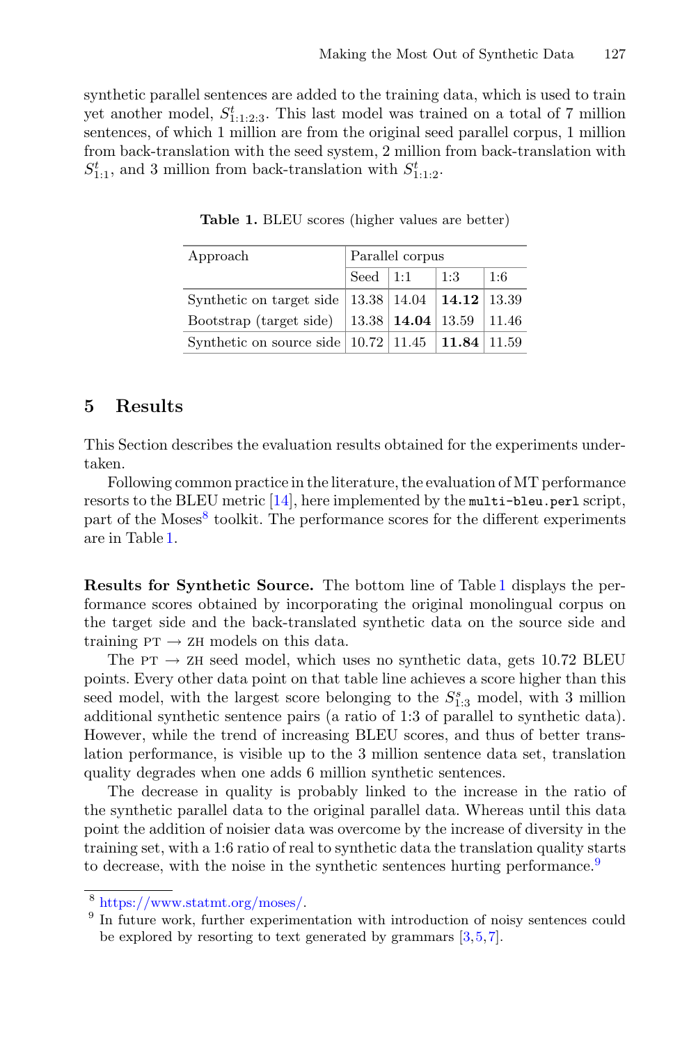synthetic parallel sentences are added to the training data, which is used to train yet another model, $S^t_{1:1:2:3}$. This last model was trained on a total of 7 million sentences, of which 1 million are from the original seed parallel corpus, 1 million from back-translation with the seed system, 2 million from back-translation with $S^t_{1:1}$, and 3 million from back-translation with $S^t_{1:1:2}$.

**Table 1.** BLEU scores (higher values are better)

| Approach | Parallel corpus | | | |
|---|---|---|---|---|
| | Seed | 1:1 | 1:3 | 1:6 |
| Synthetic on target side | 13.38 | 14.04 | **14.12** | 13.39 |
| Bootstrap (target side) | 13.38 | **14.04** | 13.59 | 11.46 |
| Synthetic on source side | 10.72 | 11.45 | **11.84** | 11.59 |

## 5 Results

This Section describes the evaluation results obtained for the experiments undertaken.

Following common practice in the literature, the evaluation of MT performance resorts to the BLEU metric [14], here implemented by the `multi-bleu.perl` script, part of the Moses[8] toolkit. The performance scores for the different experiments are in Table 1.

**Results for Synthetic Source.** The bottom line of Table 1 displays the performance scores obtained by incorporating the original monolingual corpus on the target side and the back-translated synthetic data on the source side and training PT → ZH models on this data.

The PT → ZH seed model, which uses no synthetic data, gets 10.72 BLEU points. Every other data point on that table line achieves a score higher than this seed model, with the largest score belonging to the $S^s_{1:3}$ model, with 3 million additional synthetic sentence pairs (a ratio of 1:3 of parallel to synthetic data). However, while the trend of increasing BLEU scores, and thus of better translation performance, is visible up to the 3 million sentence data set, translation quality degrades when one adds 6 million synthetic sentences.

The decrease in quality is probably linked to the increase in the ratio of the synthetic parallel data to the original parallel data. Whereas until this data point the addition of noisier data was overcome by the increase of diversity in the training set, with a 1:6 ratio of real to synthetic data the translation quality starts to decrease, with the noise in the synthetic sentences hurting performance.[9]

[8] https://www.statmt.org/moses/.

[9] In future work, further experimentation with introduction of noisy sentences could be explored by resorting to text generated by grammars [3,5,7].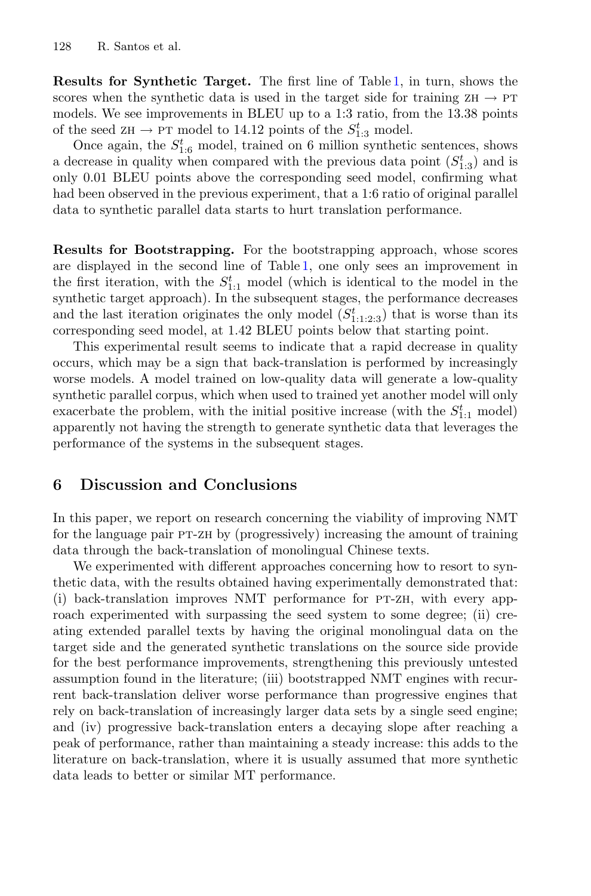**Results for Synthetic Target.** The first line of Table 1, in turn, shows the scores when the synthetic data is used in the target side for training ZH → PT models. We see improvements in BLEU up to a 1:3 ratio, from the 13.38 points of the seed ZH → PT model to 14.12 points of the $S^t_{1:3}$ model.

Once again, the $S^t_{1:6}$ model, trained on 6 million synthetic sentences, shows a decrease in quality when compared with the previous data point ($S^t_{1:3}$) and is only 0.01 BLEU points above the corresponding seed model, confirming what had been observed in the previous experiment, that a 1:6 ratio of original parallel data to synthetic parallel data starts to hurt translation performance.

**Results for Bootstrapping.** For the bootstrapping approach, whose scores are displayed in the second line of Table 1, one only sees an improvement in the first iteration, with the $S^t_{1:1}$ model (which is identical to the model in the synthetic target approach). In the subsequent stages, the performance decreases and the last iteration originates the only model ($S^t_{1:1:2:3}$) that is worse than its corresponding seed model, at 1.42 BLEU points below that starting point.

This experimental result seems to indicate that a rapid decrease in quality occurs, which may be a sign that back-translation is performed by increasingly worse models. A model trained on low-quality data will generate a low-quality synthetic parallel corpus, which when used to trained yet another model will only exacerbate the problem, with the initial positive increase (with the $S^t_{1:1}$ model) apparently not having the strength to generate synthetic data that leverages the performance of the systems in the subsequent stages.

## 6 Discussion and Conclusions

In this paper, we report on research concerning the viability of improving NMT for the language pair PT-ZH by (progressively) increasing the amount of training data through the back-translation of monolingual Chinese texts.

We experimented with different approaches concerning how to resort to synthetic data, with the results obtained having experimentally demonstrated that: (i) back-translation improves NMT performance for PT-ZH, with every approach experimented with surpassing the seed system to some degree; (ii) creating extended parallel texts by having the original monolingual data on the target side and the generated synthetic translations on the source side provide for the best performance improvements, strengthening this previously untested assumption found in the literature; (iii) bootstrapped NMT engines with recurrent back-translation deliver worse performance than progressive engines that rely on back-translation of increasingly larger data sets by a single seed engine; and (iv) progressive back-translation enters a decaying slope after reaching a peak of performance, rather than maintaining a steady increase: this adds to the literature on back-translation, where it is usually assumed that more synthetic data leads to better or similar MT performance.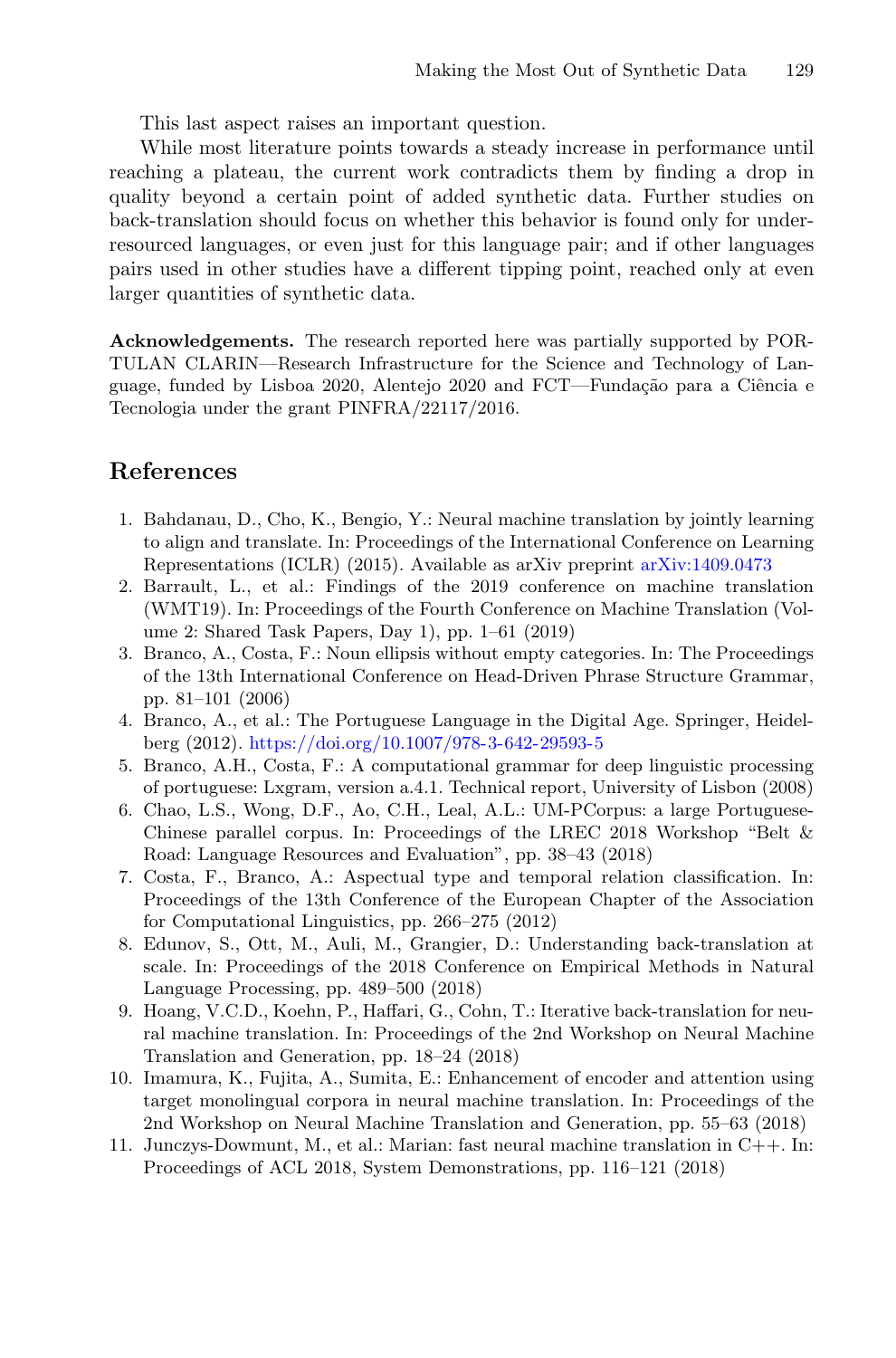This last aspect raises an important question.

While most literature points towards a steady increase in performance until reaching a plateau, the current work contradicts them by finding a drop in quality beyond a certain point of added synthetic data. Further studies on back-translation should focus on whether this behavior is found only for under-resourced languages, or even just for this language pair; and if other languages pairs used in other studies have a different tipping point, reached only at even larger quantities of synthetic data.

**Acknowledgements.** The research reported here was partially supported by PORTULAN CLARIN—Research Infrastructure for the Science and Technology of Language, funded by Lisboa 2020, Alentejo 2020 and FCT—Fundação para a Ciência e Tecnologia under the grant PINFRA/22117/2016.

## References

1. Bahdanau, D., Cho, K., Bengio, Y.: Neural machine translation by jointly learning to align and translate. In: Proceedings of the International Conference on Learning Representations (ICLR) (2015). Available as arXiv preprint arXiv:1409.0473
2. Barrault, L., et al.: Findings of the 2019 conference on machine translation (WMT19). In: Proceedings of the Fourth Conference on Machine Translation (Volume 2: Shared Task Papers, Day 1), pp. 1–61 (2019)
3. Branco, A., Costa, F.: Noun ellipsis without empty categories. In: The Proceedings of the 13th International Conference on Head-Driven Phrase Structure Grammar, pp. 81–101 (2006)
4. Branco, A., et al.: The Portuguese Language in the Digital Age. Springer, Heidelberg (2012). https://doi.org/10.1007/978-3-642-29593-5
5. Branco, A.H., Costa, F.: A computational grammar for deep linguistic processing of portuguese: Lxgram, version a.4.1. Technical report, University of Lisbon (2008)
6. Chao, L.S., Wong, D.F., Ao, C.H., Leal, A.L.: UM-PCorpus: a large Portuguese-Chinese parallel corpus. In: Proceedings of the LREC 2018 Workshop "Belt & Road: Language Resources and Evaluation", pp. 38–43 (2018)
7. Costa, F., Branco, A.: Aspectual type and temporal relation classification. In: Proceedings of the 13th Conference of the European Chapter of the Association for Computational Linguistics, pp. 266–275 (2012)
8. Edunov, S., Ott, M., Auli, M., Grangier, D.: Understanding back-translation at scale. In: Proceedings of the 2018 Conference on Empirical Methods in Natural Language Processing, pp. 489–500 (2018)
9. Hoang, V.C.D., Koehn, P., Haffari, G., Cohn, T.: Iterative back-translation for neural machine translation. In: Proceedings of the 2nd Workshop on Neural Machine Translation and Generation, pp. 18–24 (2018)
10. Imamura, K., Fujita, A., Sumita, E.: Enhancement of encoder and attention using target monolingual corpora in neural machine translation. In: Proceedings of the 2nd Workshop on Neural Machine Translation and Generation, pp. 55–63 (2018)
11. Junczys-Dowmunt, M., et al.: Marian: fast neural machine translation in C++. In: Proceedings of ACL 2018, System Demonstrations, pp. 116–121 (2018)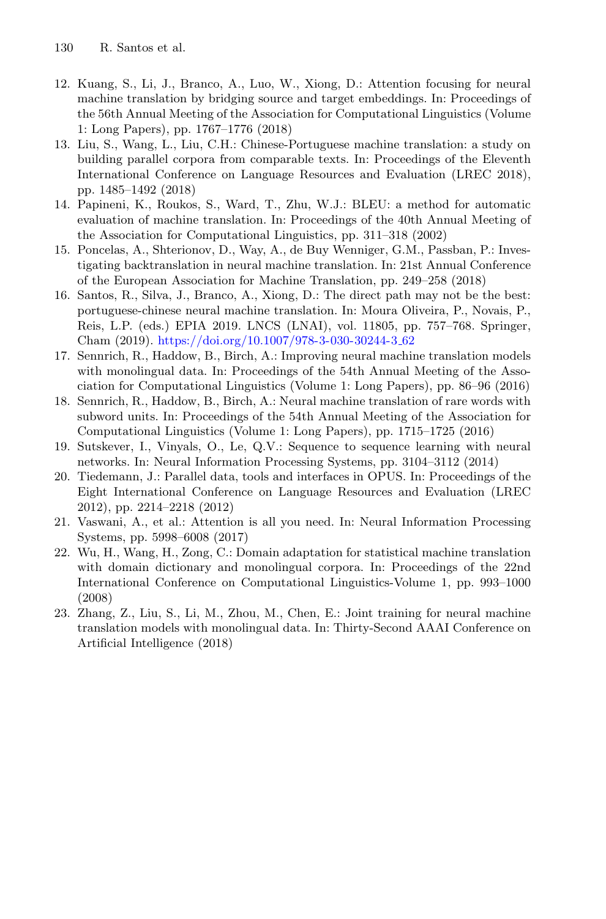12. Kuang, S., Li, J., Branco, A., Luo, W., Xiong, D.: Attention focusing for neural machine translation by bridging source and target embeddings. In: Proceedings of the 56th Annual Meeting of the Association for Computational Linguistics (Volume 1: Long Papers), pp. 1767–1776 (2018)
13. Liu, S., Wang, L., Liu, C.H.: Chinese-Portuguese machine translation: a study on building parallel corpora from comparable texts. In: Proceedings of the Eleventh International Conference on Language Resources and Evaluation (LREC 2018), pp. 1485–1492 (2018)
14. Papineni, K., Roukos, S., Ward, T., Zhu, W.J.: BLEU: a method for automatic evaluation of machine translation. In: Proceedings of the 40th Annual Meeting of the Association for Computational Linguistics, pp. 311–318 (2002)
15. Poncelas, A., Shterionov, D., Way, A., de Buy Wenniger, G.M., Passban, P.: Investigating backtranslation in neural machine translation. In: 21st Annual Conference of the European Association for Machine Translation, pp. 249–258 (2018)
16. Santos, R., Silva, J., Branco, A., Xiong, D.: The direct path may not be the best: portuguese-chinese neural machine translation. In: Moura Oliveira, P., Novais, P., Reis, L.P. (eds.) EPIA 2019. LNCS (LNAI), vol. 11805, pp. 757–768. Springer, Cham (2019). https://doi.org/10.1007/978-3-030-30244-3_62
17. Sennrich, R., Haddow, B., Birch, A.: Improving neural machine translation models with monolingual data. In: Proceedings of the 54th Annual Meeting of the Association for Computational Linguistics (Volume 1: Long Papers), pp. 86–96 (2016)
18. Sennrich, R., Haddow, B., Birch, A.: Neural machine translation of rare words with subword units. In: Proceedings of the 54th Annual Meeting of the Association for Computational Linguistics (Volume 1: Long Papers), pp. 1715–1725 (2016)
19. Sutskever, I., Vinyals, O., Le, Q.V.: Sequence to sequence learning with neural networks. In: Neural Information Processing Systems, pp. 3104–3112 (2014)
20. Tiedemann, J.: Parallel data, tools and interfaces in OPUS. In: Proceedings of the Eight International Conference on Language Resources and Evaluation (LREC 2012), pp. 2214–2218 (2012)
21. Vaswani, A., et al.: Attention is all you need. In: Neural Information Processing Systems, pp. 5998–6008 (2017)
22. Wu, H., Wang, H., Zong, C.: Domain adaptation for statistical machine translation with domain dictionary and monolingual corpora. In: Proceedings of the 22nd International Conference on Computational Linguistics-Volume 1, pp. 993–1000 (2008)
23. Zhang, Z., Liu, S., Li, M., Zhou, M., Chen, E.: Joint training for neural machine translation models with monolingual data. In: Thirty-Second AAAI Conference on Artificial Intelligence (2018)